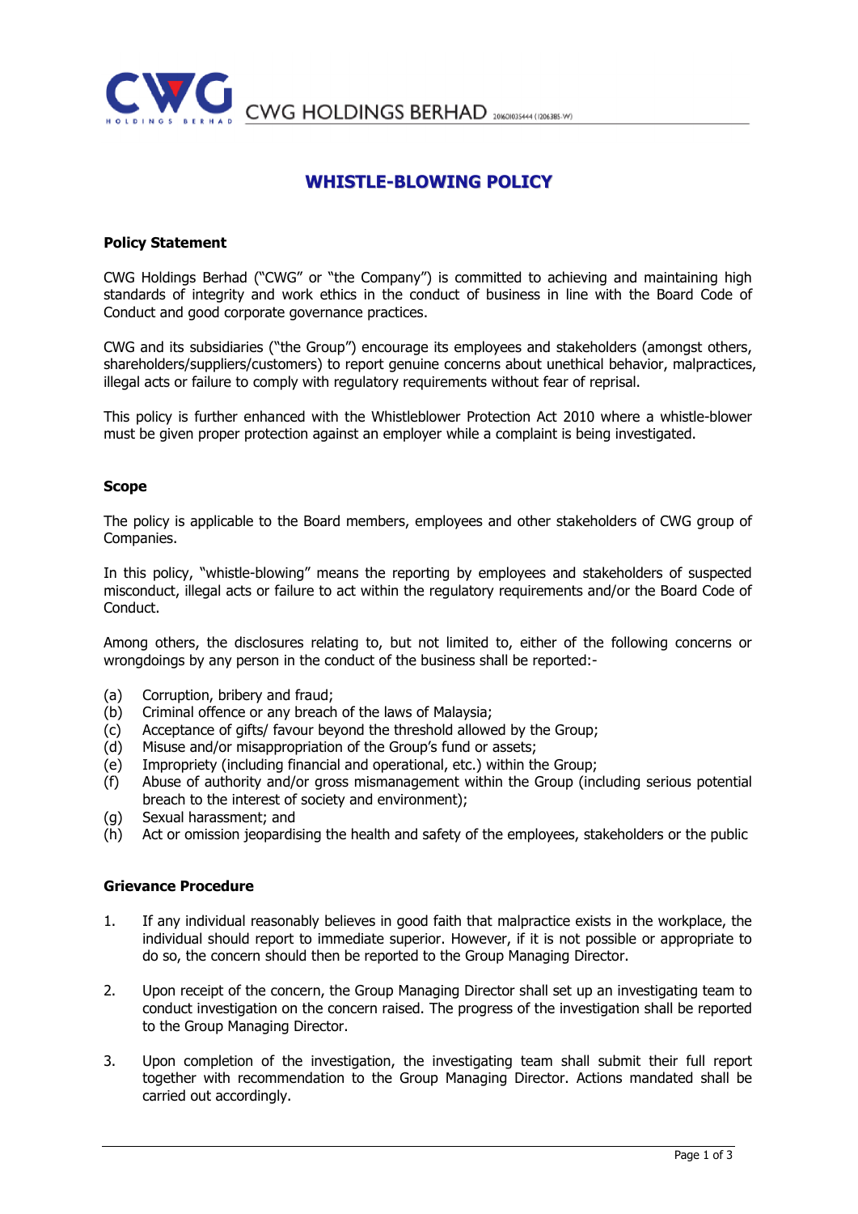# WHISTLE-BLOWING POLICY

## Policy Statement

CWG Holdings Berhad ("CWG" or "the Company") is committed to achieving and maintaining high standards of integrity and work ethics in the conduct of business in line with the Board Code of Conduct and good corporate governance practices.

CWG and its subsidiaries ("the Group") encourage its employees and stakeholders (amongst others, shareholders/suppliers/customers) to report genuine concerns about unethical behavior, malpractices, illegal acts or failure to comply with regulatory requirements without fear of reprisal.

This policy is further enhanced with the Whistleblower Protection Act 2010 where a whistle-blower must be given proper protection against an employer while a complaint is being investigated.

## Scope

The policy is applicable to the Board members, employees and other stakeholders of CWG group of Companies.

In this policy, "whistle-blowing" means the reporting by employees and stakeholders of suspected misconduct, illegal acts or failure to act within the regulatory requirements and/or the Board Code of Conduct.

Among others, the disclosures relating to, but not limited to, either of the following concerns or wrongdoings by any person in the conduct of the business shall be reported:-

(a) Corruption, bribery and fraud;
(b) Criminal offence or any breach of the laws of Malaysia;
(c) Acceptance of gifts/ favour beyond the threshold allowed by the Group;
(d) Misuse and/or misappropriation of the Group's fund or assets;
(e) Impropriety (including financial and operational, etc.) within the Group;
(f) Abuse of authority and/or gross mismanagement within the Group (including serious potential breach to the interest of society and environment);
(g) Sexual harassment; and
(h) Act or omission jeopardising the health and safety of the employees, stakeholders or the public

## Grievance Procedure

1. If any individual reasonably believes in good faith that malpractice exists in the workplace, the individual should report to immediate superior. However, if it is not possible or appropriate to do so, the concern should then be reported to the Group Managing Director.

2. Upon receipt of the concern, the Group Managing Director shall set up an investigating team to conduct investigation on the concern raised. The progress of the investigation shall be reported to the Group Managing Director.

3. Upon completion of the investigation, the investigating team shall submit their full report together with recommendation to the Group Managing Director. Actions mandated shall be carried out accordingly.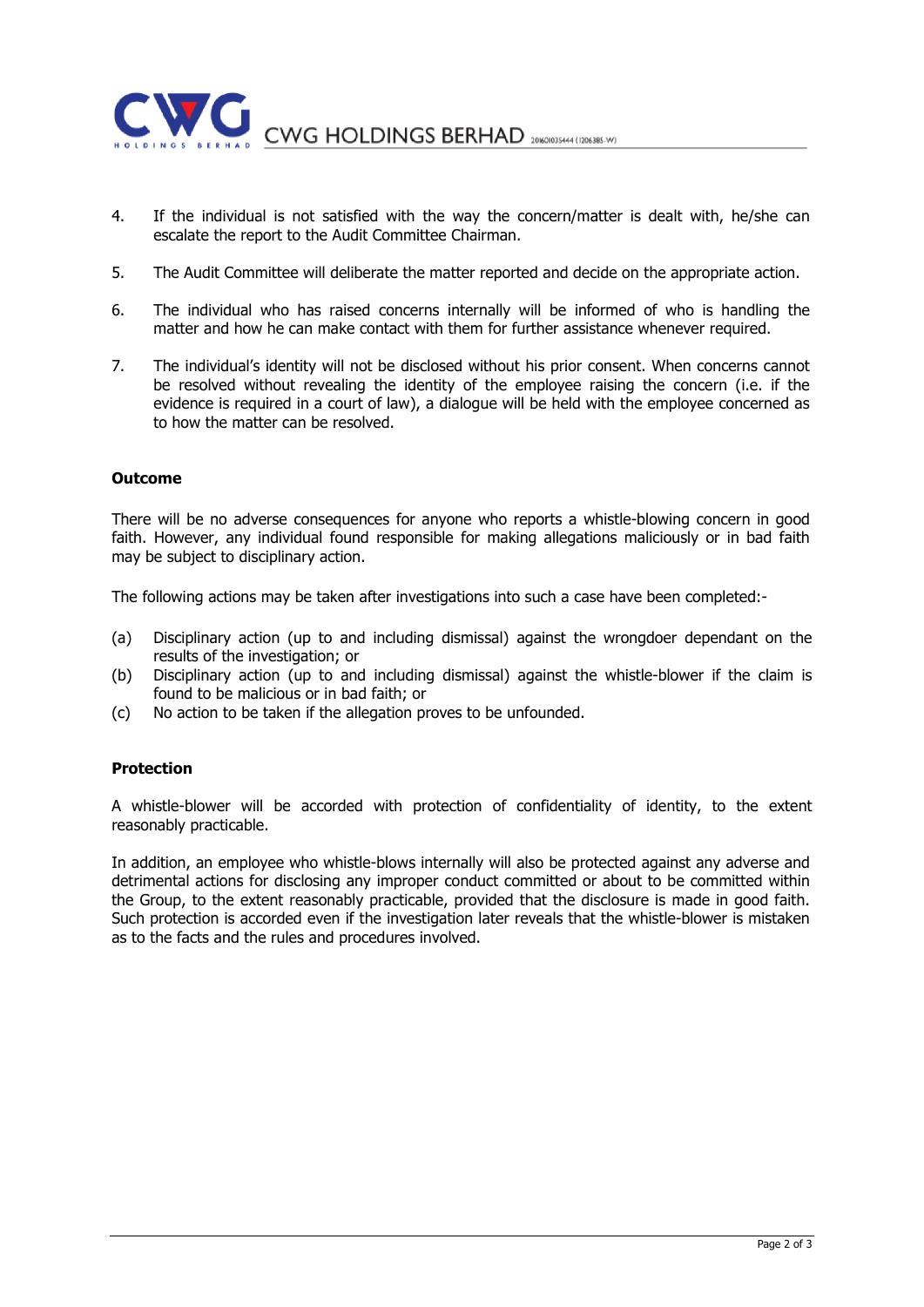4. If the individual is not satisfied with the way the concern/matter is dealt with, he/she can escalate the report to the Audit Committee Chairman.

5. The Audit Committee will deliberate the matter reported and decide on the appropriate action.

6. The individual who has raised concerns internally will be informed of who is handling the matter and how he can make contact with them for further assistance whenever required.

7. The individual's identity will not be disclosed without his prior consent. When concerns cannot be resolved without revealing the identity of the employee raising the concern (i.e. if the evidence is required in a court of law), a dialogue will be held with the employee concerned as to how the matter can be resolved.

**Outcome**

There will be no adverse consequences for anyone who reports a whistle-blowing concern in good faith. However, any individual found responsible for making allegations maliciously or in bad faith may be subject to disciplinary action.

The following actions may be taken after investigations into such a case have been completed:-

(a) Disciplinary action (up to and including dismissal) against the wrongdoer dependant on the results of the investigation; or
(b) Disciplinary action (up to and including dismissal) against the whistle-blower if the claim is found to be malicious or in bad faith; or
(c) No action to be taken if the allegation proves to be unfounded.

**Protection**

A whistle-blower will be accorded with protection of confidentiality of identity, to the extent reasonably practicable.

In addition, an employee who whistle-blows internally will also be protected against any adverse and detrimental actions for disclosing any improper conduct committed or about to be committed within the Group, to the extent reasonably practicable, provided that the disclosure is made in good faith. Such protection is accorded even if the investigation later reveals that the whistle-blower is mistaken as to the facts and the rules and procedures involved.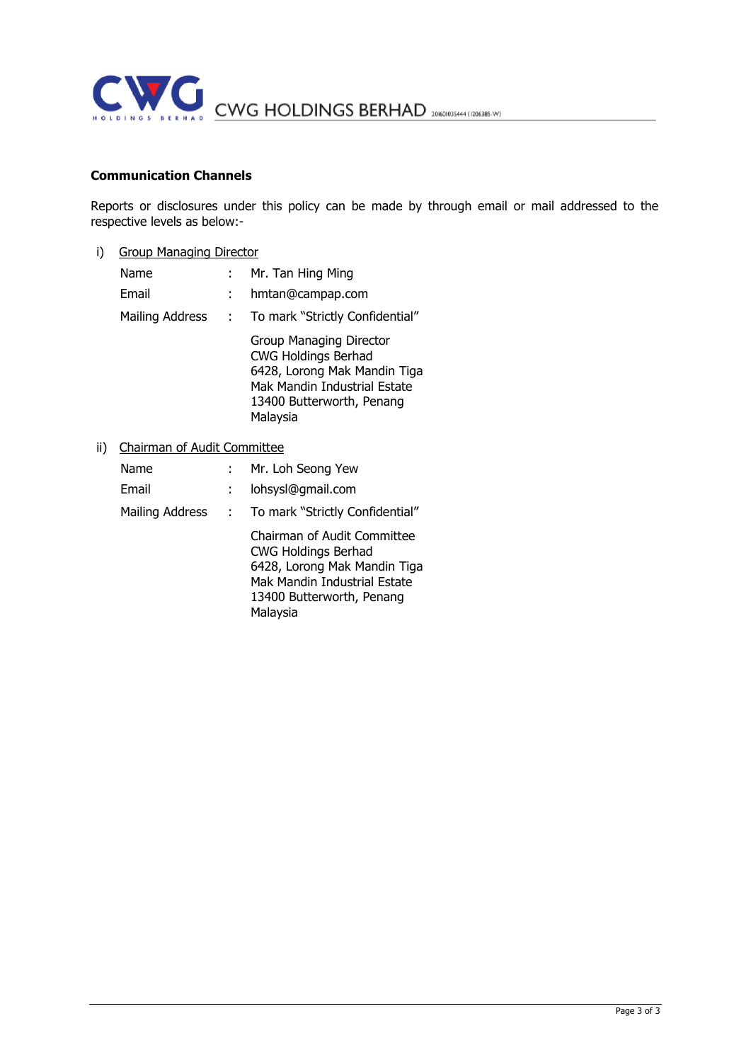## Communication Channels

Reports or disclosures under this policy can be made by through email or mail addressed to the respective levels as below:-

i) Group Managing Director

| | | |
|---|---|---|
| Name | : | Mr. Tan Hing Ming |
| Email | : | hmtan@campap.com |
| Mailing Address | : | To mark "Strictly Confidential" |

Group Managing Director
CWG Holdings Berhad
6428, Lorong Mak Mandin Tiga
Mak Mandin Industrial Estate
13400 Butterworth, Penang
Malaysia

ii) Chairman of Audit Committee

| | | |
|---|---|---|
| Name | : | Mr. Loh Seong Yew |
| Email | : | lohsysl@gmail.com |
| Mailing Address | : | To mark "Strictly Confidential" |

Chairman of Audit Committee
CWG Holdings Berhad
6428, Lorong Mak Mandin Tiga
Mak Mandin Industrial Estate
13400 Butterworth, Penang
Malaysia